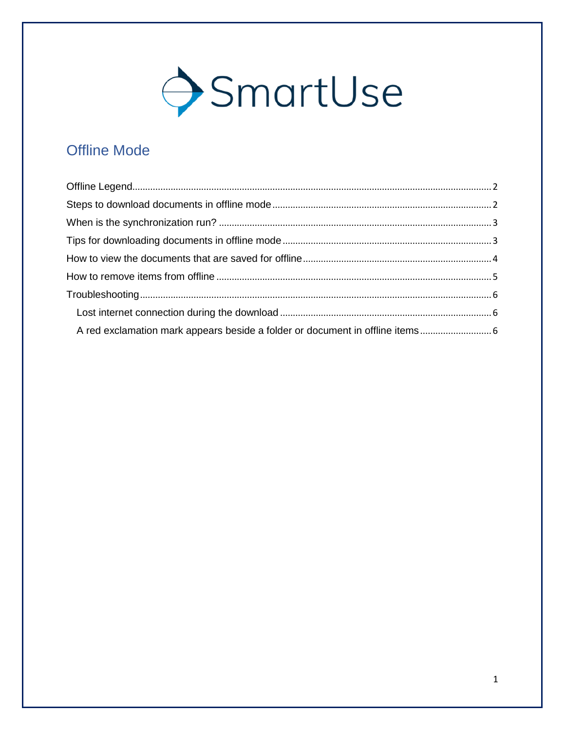SmartUse

# Offline Mode

Offline Legend .......... 2
Steps to download documents in offline mode .......... 2
When is the synchronization run? .......... 3
Tips for downloading documents in offline mode .......... 3
How to view the documents that are saved for offline .......... 4
How to remove items from offline .......... 5
Troubleshooting .......... 6
- Lost internet connection during the download .......... 6
- A red exclamation mark appears beside a folder or document in offline items .......... 6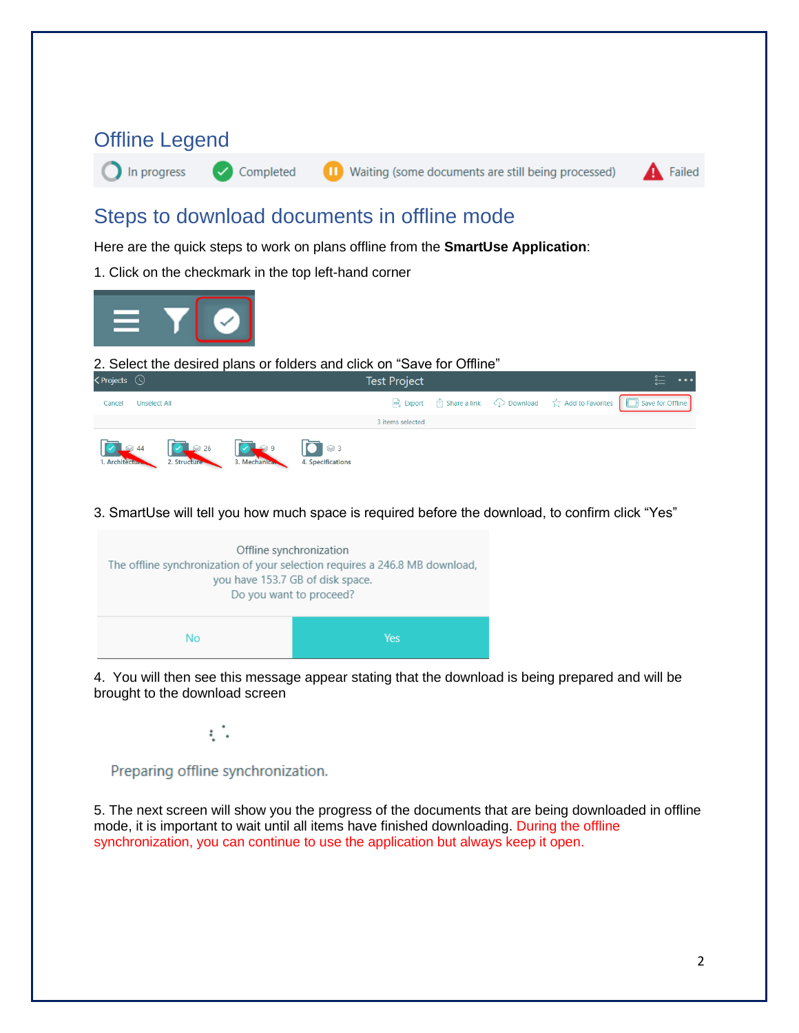## Offline Legend

In progress | Completed | Waiting (some documents are still being processed) | Failed

## Steps to download documents in offline mode

Here are the quick steps to work on plans offline from the **SmartUse Application**:

1. Click on the checkmark in the top left-hand corner

2. Select the desired plans or folders and click on "Save for Offline"

3. SmartUse will tell you how much space is required before the download, to confirm click "Yes"

4. You will then see this message appear stating that the download is being prepared and will be brought to the download screen

5. The next screen will show you the progress of the documents that are being downloaded in offline mode, it is important to wait until all items have finished downloading. During the offline synchronization, you can continue to use the application but always keep it open.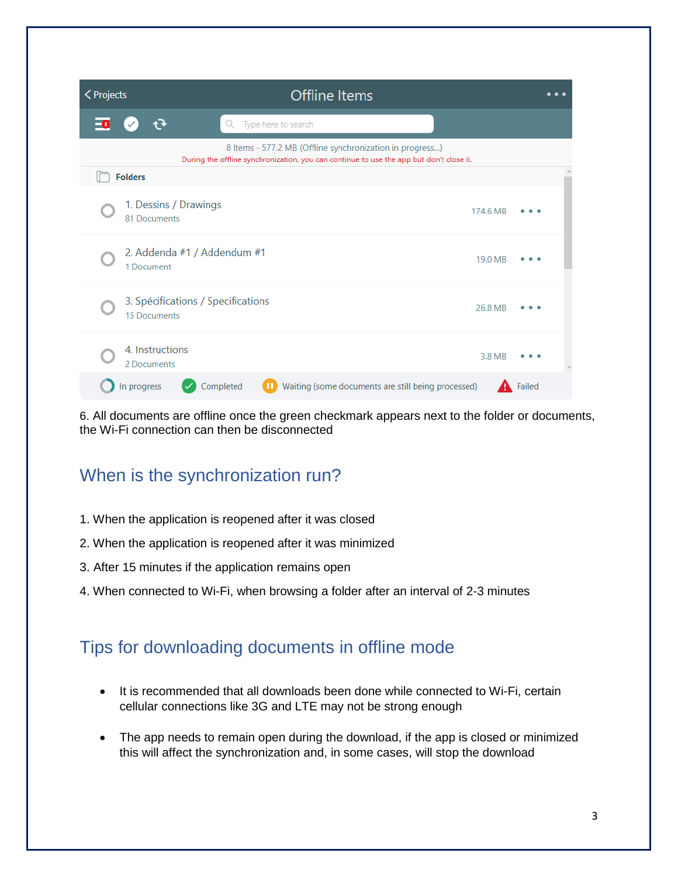6. All documents are offline once the green checkmark appears next to the folder or documents, the Wi-Fi connection can then be disconnected

## When is the synchronization run?

1. When the application is reopened after it was closed
2. When the application is reopened after it was minimized
3. After 15 minutes if the application remains open
4. When connected to Wi-Fi, when browsing a folder after an interval of 2-3 minutes

## Tips for downloading documents in offline mode

- It is recommended that all downloads been done while connected to Wi-Fi, certain cellular connections like 3G and LTE may not be strong enough
- The app needs to remain open during the download, if the app is closed or minimized this will affect the synchronization and, in some cases, will stop the download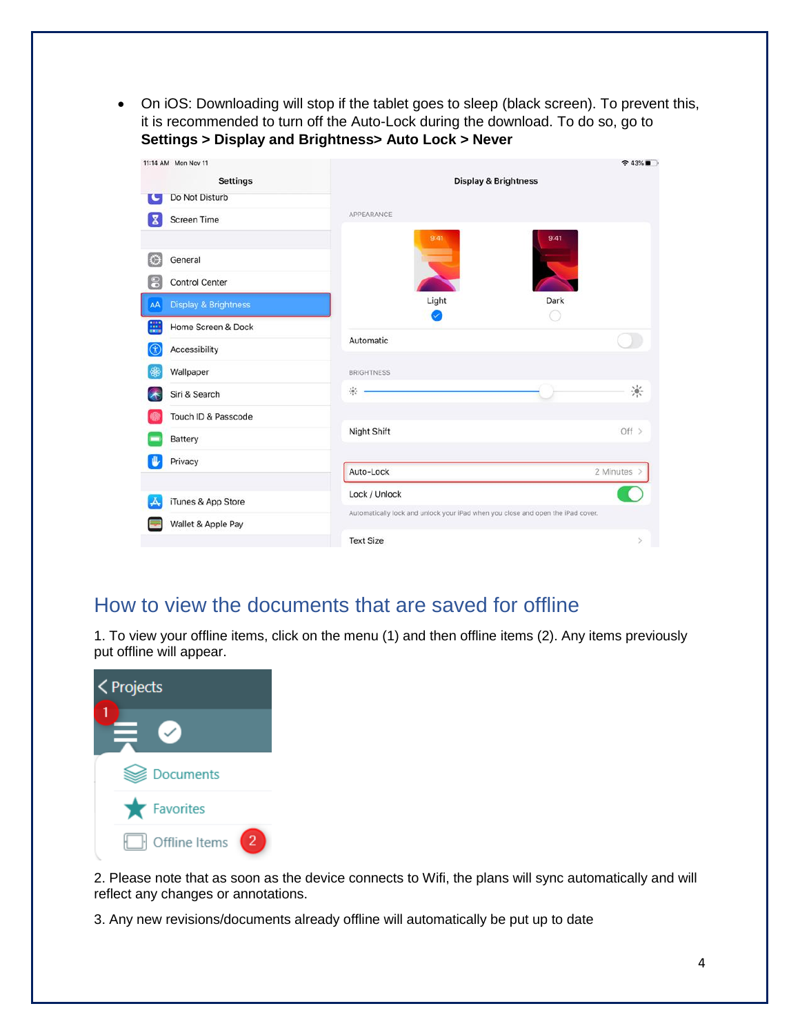- On iOS: Downloading will stop if the tablet goes to sleep (black screen). To prevent this, it is recommended to turn off the Auto-Lock during the download. To do so, go to **Settings > Display and Brightness> Auto Lock > Never**

## How to view the documents that are saved for offline

1. To view your offline items, click on the menu (1) and then offline items (2). Any items previously put offline will appear.

2. Please note that as soon as the device connects to Wifi, the plans will sync automatically and will reflect any changes or annotations.

3. Any new revisions/documents already offline will automatically be put up to date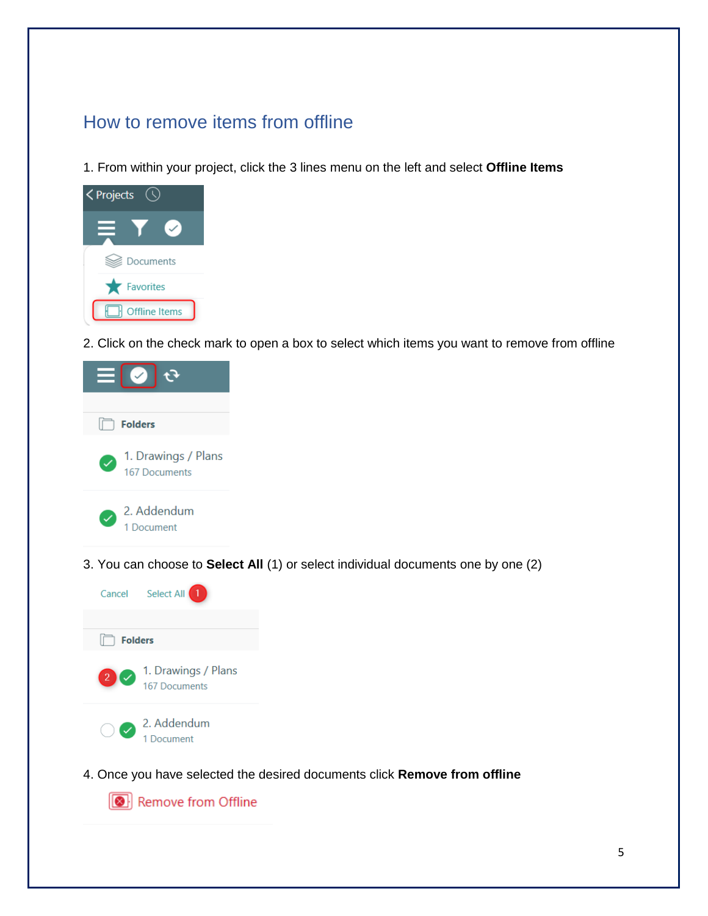## How to remove items from offline

1. From within your project, click the 3 lines menu on the left and select **Offline Items**

2. Click on the check mark to open a box to select which items you want to remove from offline

3. You can choose to **Select All** (1) or select individual documents one by one (2)

4. Once you have selected the desired documents click **Remove from offline**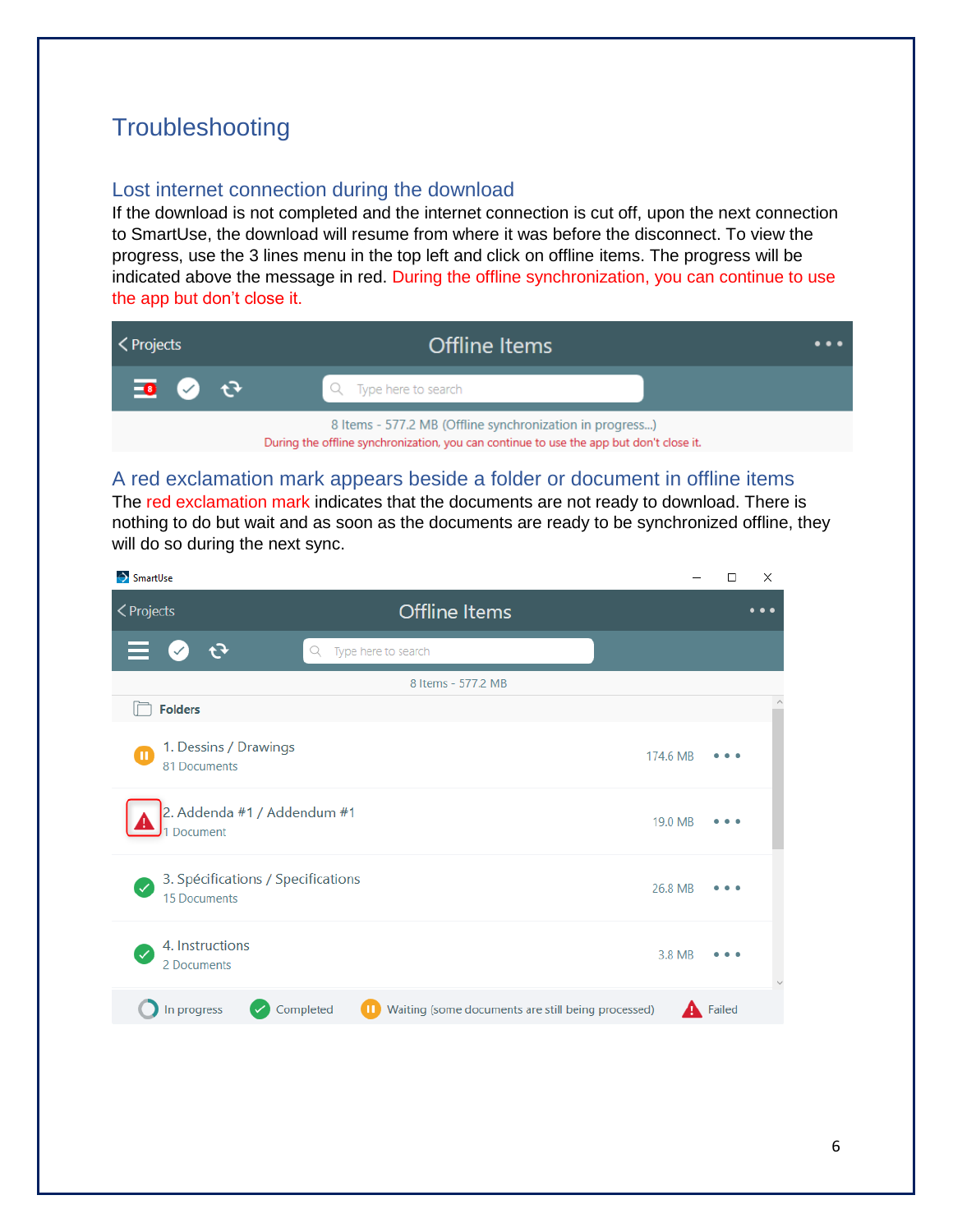# Troubleshooting

## Lost internet connection during the download

If the download is not completed and the internet connection is cut off, upon the next connection to SmartUse, the download will resume from where it was before the disconnect. To view the progress, use the 3 lines menu in the top left and click on offline items. The progress will be indicated above the message in red. During the offline synchronization, you can continue to use the app but don't close it.

## A red exclamation mark appears beside a folder or document in offline items

The red exclamation mark indicates that the documents are not ready to download. There is nothing to do but wait and as soon as the documents are ready to be synchronized offline, they will do so during the next sync.